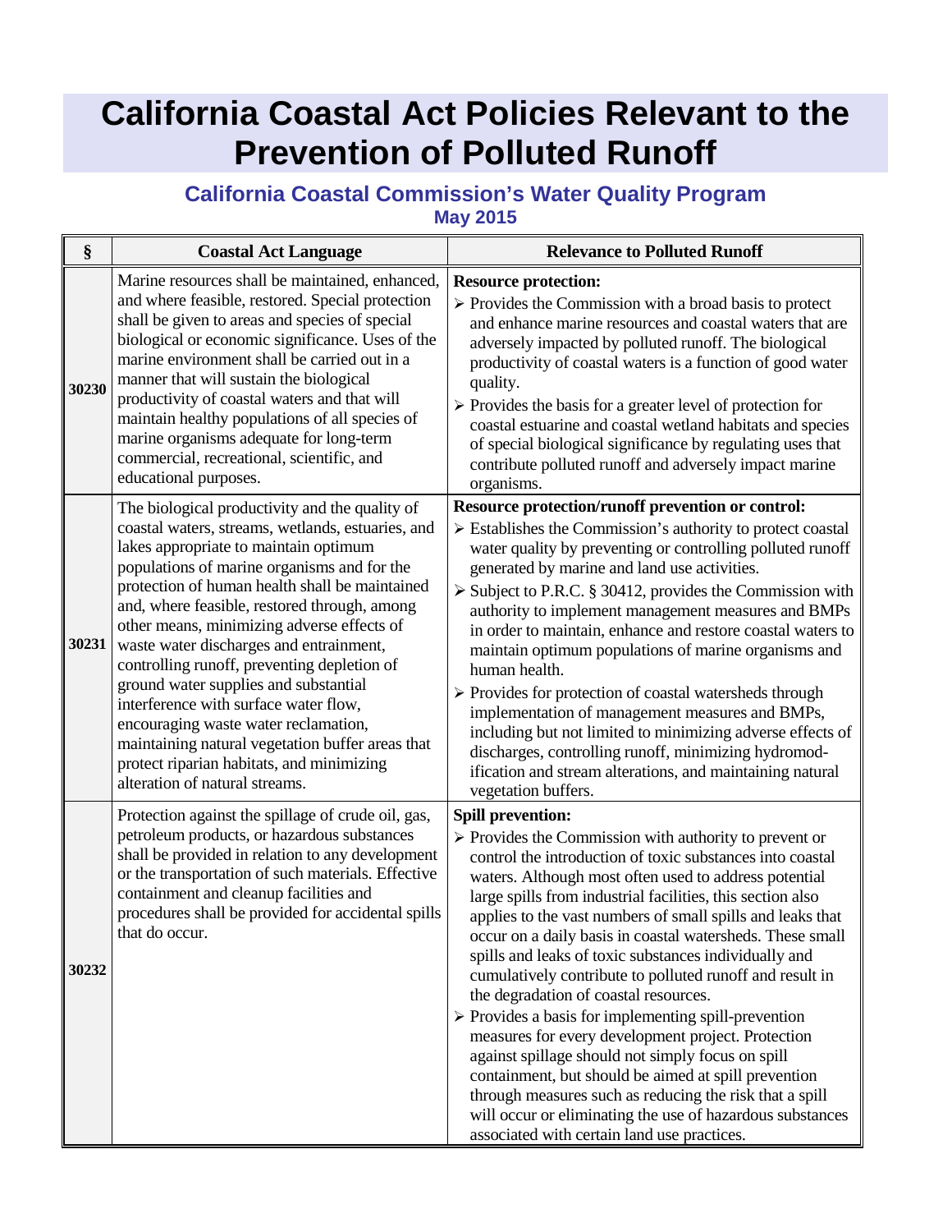# California Coastal Act Policies Relevant to the Prevention of Polluted Runoff

## California Coastal Commission's Water Quality Program

**May 2015**

| § | Coastal Act Language | Relevance to Polluted Runoff |
|---|---|---|
| **30230** | Marine resources shall be maintained, enhanced, and where feasible, restored. Special protection shall be given to areas and species of special biological or economic significance. Uses of the marine environment shall be carried out in a manner that will sustain the biological productivity of coastal waters and that will maintain healthy populations of all species of marine organisms adequate for long-term commercial, recreational, scientific, and educational purposes. | **Resource protection:**<br>➢ Provides the Commission with a broad basis to protect and enhance marine resources and coastal waters that are adversely impacted by polluted runoff. The biological productivity of coastal waters is a function of good water quality.<br>➢ Provides the basis for a greater level of protection for coastal estuarine and coastal wetland habitats and species of special biological significance by regulating uses that contribute polluted runoff and adversely impact marine organisms. |
| **30231** | The biological productivity and the quality of coastal waters, streams, wetlands, estuaries, and lakes appropriate to maintain optimum populations of marine organisms and for the protection of human health shall be maintained and, where feasible, restored through, among other means, minimizing adverse effects of waste water discharges and entrainment, controlling runoff, preventing depletion of ground water supplies and substantial interference with surface water flow, encouraging waste water reclamation, maintaining natural vegetation buffer areas that protect riparian habitats, and minimizing alteration of natural streams. | **Resource protection/runoff prevention or control:**<br>➢ Establishes the Commission's authority to protect coastal water quality by preventing or controlling polluted runoff generated by marine and land use activities.<br>➢ Subject to P.R.C. § 30412, provides the Commission with authority to implement management measures and BMPs in order to maintain, enhance and restore coastal waters to maintain optimum populations of marine organisms and human health.<br>➢ Provides for protection of coastal watersheds through implementation of management measures and BMPs, including but not limited to minimizing adverse effects of discharges, controlling runoff, minimizing hydromod-ification and stream alterations, and maintaining natural vegetation buffers. |
| **30232** | Protection against the spillage of crude oil, gas, petroleum products, or hazardous substances shall be provided in relation to any development or the transportation of such materials. Effective containment and cleanup facilities and procedures shall be provided for accidental spills that do occur. | **Spill prevention:**<br>➢ Provides the Commission with authority to prevent or control the introduction of toxic substances into coastal waters. Although most often used to address potential large spills from industrial facilities, this section also applies to the vast numbers of small spills and leaks that occur on a daily basis in coastal watersheds. These small spills and leaks of toxic substances individually and cumulatively contribute to polluted runoff and result in the degradation of coastal resources.<br>➢ Provides a basis for implementing spill-prevention measures for every development project. Protection against spillage should not simply focus on spill containment, but should be aimed at spill prevention through measures such as reducing the risk that a spill will occur or eliminating the use of hazardous substances associated with certain land use practices. |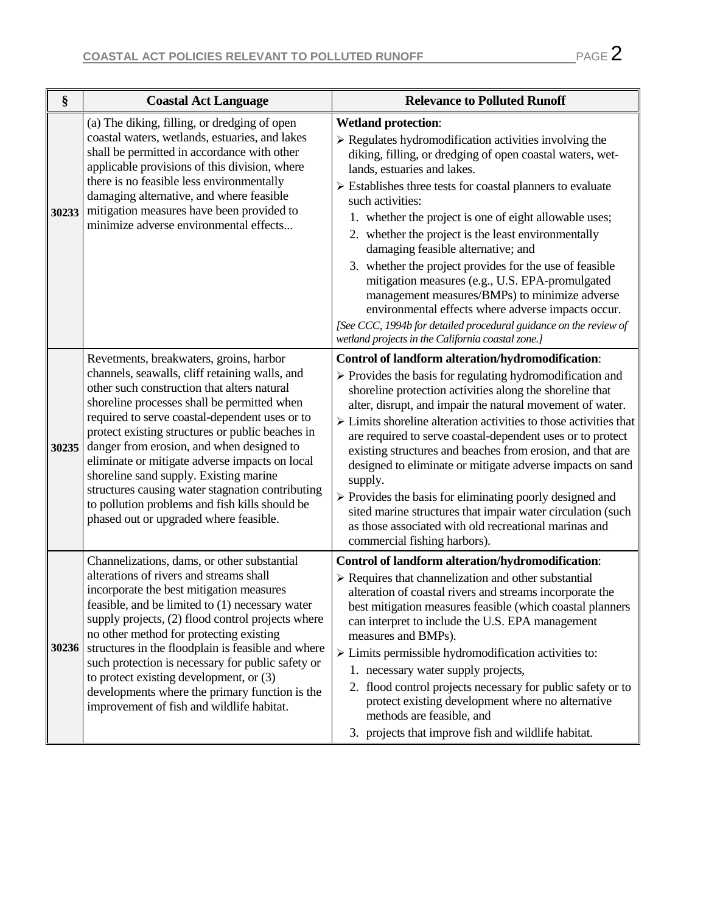| § | Coastal Act Language | Relevance to Polluted Runoff |
|---|---|---|
| **30233** | (a) The diking, filling, or dredging of open coastal waters, wetlands, estuaries, and lakes shall be permitted in accordance with other applicable provisions of this division, where there is no feasible less environmentally damaging alternative, and where feasible mitigation measures have been provided to minimize adverse environmental effects... | **Wetland protection**: <br>➢ Regulates hydromodification activities involving the diking, filling, or dredging of open coastal waters, wet-lands, estuaries and lakes. <br>➢ Establishes three tests for coastal planners to evaluate such activities: <br>1. whether the project is one of eight allowable uses; <br>2. whether the project is the least environmentally damaging feasible alternative; and <br>3. whether the project provides for the use of feasible mitigation measures (e.g., U.S. EPA-promulgated management measures/BMPs) to minimize adverse environmental effects where adverse impacts occur. <br>*[See CCC, 1994b for detailed procedural guidance on the review of wetland projects in the California coastal zone.]* |
| **30235** | Revetments, breakwaters, groins, harbor channels, seawalls, cliff retaining walls, and other such construction that alters natural shoreline processes shall be permitted when required to serve coastal-dependent uses or to protect existing structures or public beaches in danger from erosion, and when designed to eliminate or mitigate adverse impacts on local shoreline sand supply. Existing marine structures causing water stagnation contributing to pollution problems and fish kills should be phased out or upgraded where feasible. | **Control of landform alteration/hydromodification**: <br>➢ Provides the basis for regulating hydromodification and shoreline protection activities along the shoreline that alter, disrupt, and impair the natural movement of water. <br>➢ Limits shoreline alteration activities to those activities that are required to serve coastal-dependent uses or to protect existing structures and beaches from erosion, and that are designed to eliminate or mitigate adverse impacts on sand supply. <br>➢ Provides the basis for eliminating poorly designed and sited marine structures that impair water circulation (such as those associated with old recreational marinas and commercial fishing harbors). |
| **30236** | Channelizations, dams, or other substantial alterations of rivers and streams shall incorporate the best mitigation measures feasible, and be limited to (1) necessary water supply projects, (2) flood control projects where no other method for protecting existing structures in the floodplain is feasible and where such protection is necessary for public safety or to protect existing development, or (3) developments where the primary function is the improvement of fish and wildlife habitat. | **Control of landform alteration/hydromodification**: <br>➢ Requires that channelization and other substantial alteration of coastal rivers and streams incorporate the best mitigation measures feasible (which coastal planners can interpret to include the U.S. EPA management measures and BMPs). <br>➢ Limits permissible hydromodification activities to: <br>1. necessary water supply projects, <br>2. flood control projects necessary for public safety or to protect existing development where no alternative methods are feasible, and <br>3. projects that improve fish and wildlife habitat. |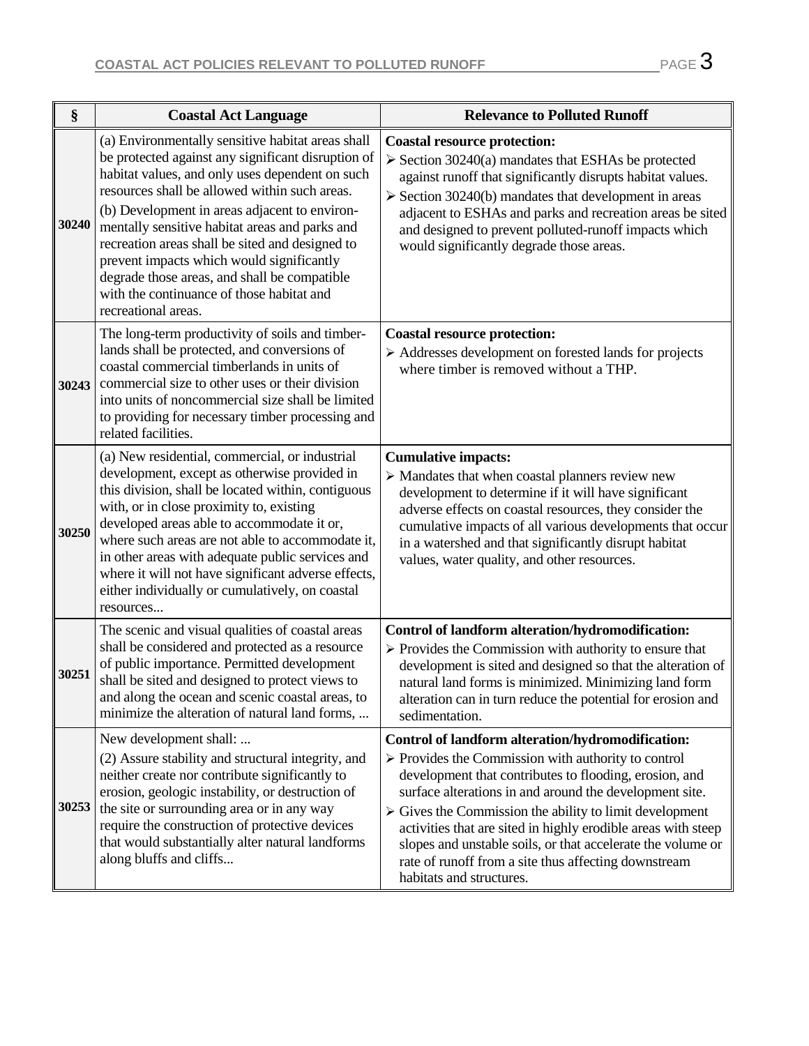| § | Coastal Act Language | Relevance to Polluted Runoff |
|---|---|---|
| **30240** | (a) Environmentally sensitive habitat areas shall be protected against any significant disruption of habitat values, and only uses dependent on such resources shall be allowed within such areas.<br>(b) Development in areas adjacent to environmentally sensitive habitat areas and parks and recreation areas shall be sited and designed to prevent impacts which would significantly degrade those areas, and shall be compatible with the continuance of those habitat and recreational areas. | **Coastal resource protection:**<br>➢ Section 30240(a) mandates that ESHAs be protected against runoff that significantly disrupts habitat values.<br>➢ Section 30240(b) mandates that development in areas adjacent to ESHAs and parks and recreation areas be sited and designed to prevent polluted-runoff impacts which would significantly degrade those areas. |
| **30243** | The long-term productivity of soils and timberlands shall be protected, and conversions of coastal commercial timberlands in units of commercial size to other uses or their division into units of noncommercial size shall be limited to providing for necessary timber processing and related facilities. | **Coastal resource protection:**<br>➢ Addresses development on forested lands for projects where timber is removed without a THP. |
| **30250** | (a) New residential, commercial, or industrial development, except as otherwise provided in this division, shall be located within, contiguous with, or in close proximity to, existing developed areas able to accommodate it or, where such areas are not able to accommodate it, in other areas with adequate public services and where it will not have significant adverse effects, either individually or cumulatively, on coastal resources... | **Cumulative impacts:**<br>➢ Mandates that when coastal planners review new development to determine if it will have significant adverse effects on coastal resources, they consider the cumulative impacts of all various developments that occur in a watershed and that significantly disrupt habitat values, water quality, and other resources. |
| **30251** | The scenic and visual qualities of coastal areas shall be considered and protected as a resource of public importance. Permitted development shall be sited and designed to protect views to and along the ocean and scenic coastal areas, to minimize the alteration of natural land forms, ... | **Control of landform alteration/hydromodification:**<br>➢ Provides the Commission with authority to ensure that development is sited and designed so that the alteration of natural land forms is minimized. Minimizing land form alteration can in turn reduce the potential for erosion and sedimentation. |
| **30253** | New development shall: ...<br>(2) Assure stability and structural integrity, and neither create nor contribute significantly to erosion, geologic instability, or destruction of the site or surrounding area or in any way require the construction of protective devices that would substantially alter natural landforms along bluffs and cliffs... | **Control of landform alteration/hydromodification:**<br>➢ Provides the Commission with authority to control development that contributes to flooding, erosion, and surface alterations in and around the development site.<br>➢ Gives the Commission the ability to limit development activities that are sited in highly erodible areas with steep slopes and unstable soils, or that accelerate the volume or rate of runoff from a site thus affecting downstream habitats and structures. |